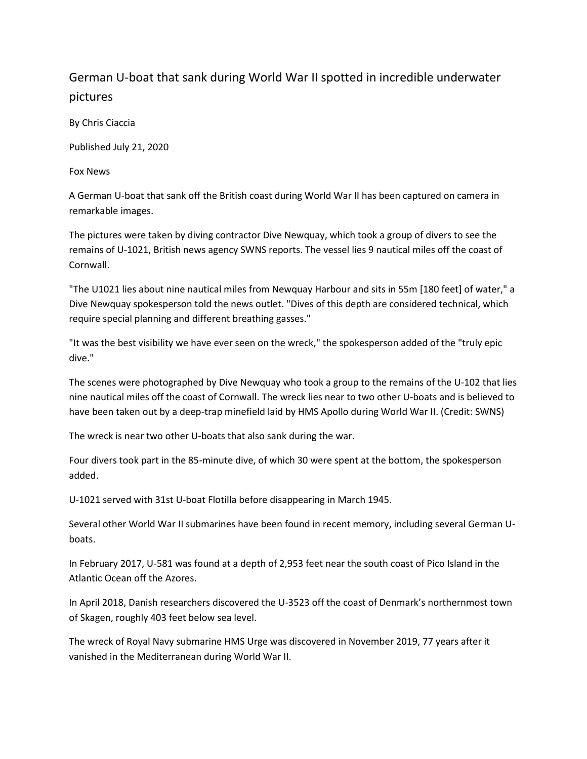# German U-boat that sank during World War II spotted in incredible underwater pictures

By Chris Ciaccia

Published July 21, 2020

Fox News

A German U-boat that sank off the British coast during World War II has been captured on camera in remarkable images.

The pictures were taken by diving contractor Dive Newquay, which took a group of divers to see the remains of U-1021, British news agency SWNS reports. The vessel lies 9 nautical miles off the coast of Cornwall.

"The U1021 lies about nine nautical miles from Newquay Harbour and sits in 55m [180 feet] of water," a Dive Newquay spokesperson told the news outlet. "Dives of this depth are considered technical, which require special planning and different breathing gasses."

"It was the best visibility we have ever seen on the wreck," the spokesperson added of the "truly epic dive."

The scenes were photographed by Dive Newquay who took a group to the remains of the U-102 that lies nine nautical miles off the coast of Cornwall. The wreck lies near to two other U-boats and is believed to have been taken out by a deep-trap minefield laid by HMS Apollo during World War II. (Credit: SWNS)

The wreck is near two other U-boats that also sank during the war.

Four divers took part in the 85-minute dive, of which 30 were spent at the bottom, the spokesperson added.

U-1021 served with 31st U-boat Flotilla before disappearing in March 1945.

Several other World War II submarines have been found in recent memory, including several German U-boats.

In February 2017, U-581 was found at a depth of 2,953 feet near the south coast of Pico Island in the Atlantic Ocean off the Azores.

In April 2018, Danish researchers discovered the U-3523 off the coast of Denmark's northernmost town of Skagen, roughly 403 feet below sea level.

The wreck of Royal Navy submarine HMS Urge was discovered in November 2019, 77 years after it vanished in the Mediterranean during World War II.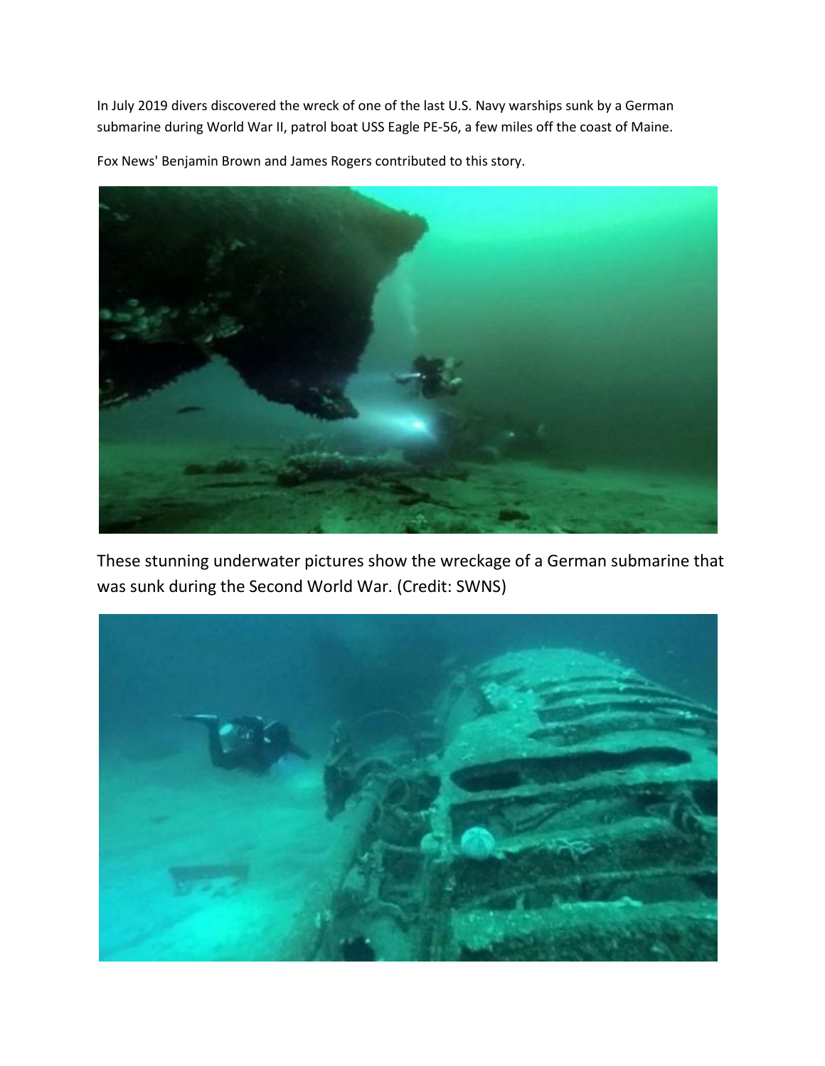In July 2019 divers discovered the wreck of one of the last U.S. Navy warships sunk by a German submarine during World War II, patrol boat USS Eagle PE-56, a few miles off the coast of Maine.

Fox News' Benjamin Brown and James Rogers contributed to this story.

These stunning underwater pictures show the wreckage of a German submarine that was sunk during the Second World War. (Credit: SWNS)